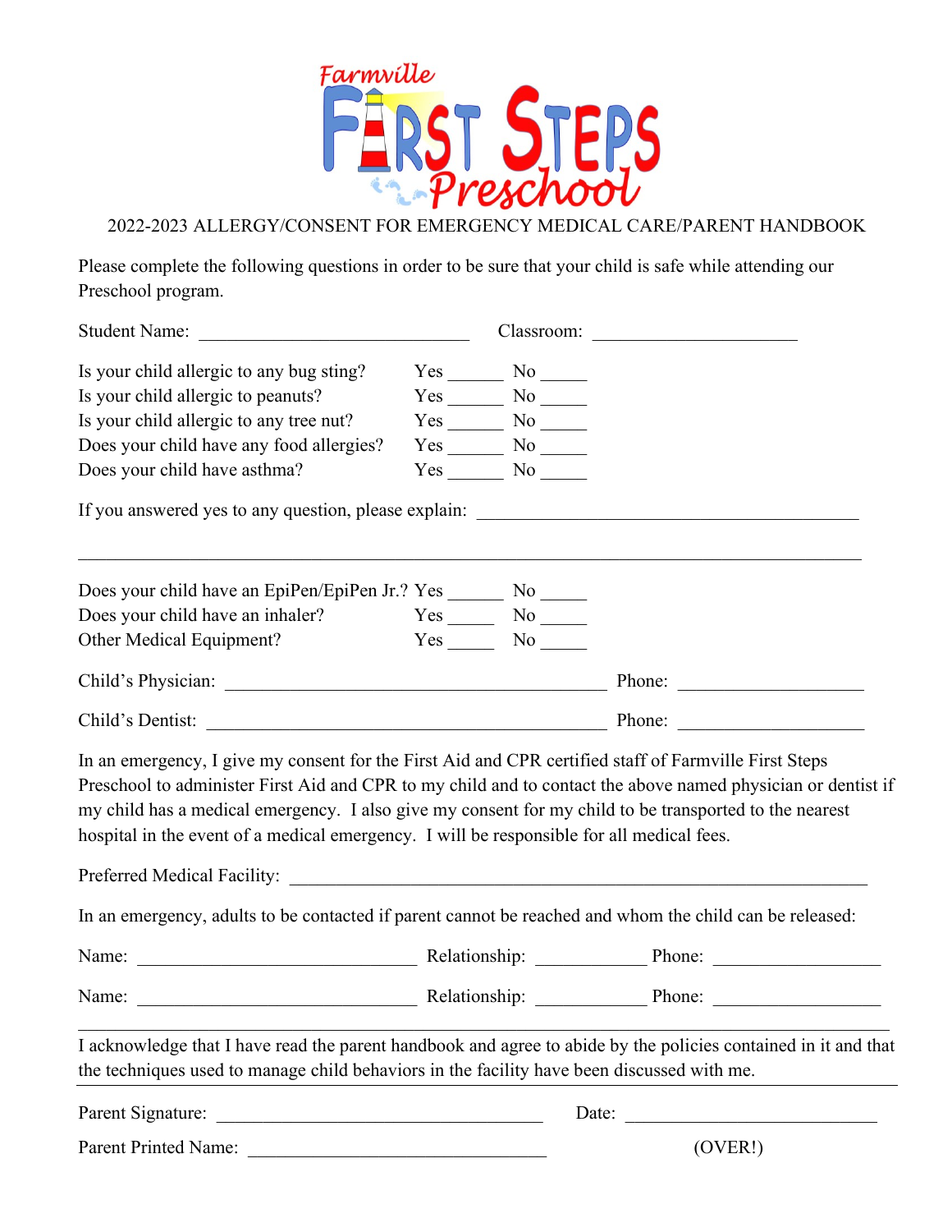# Farmville First Steps Preschool

2022-2023 ALLERGY/CONSENT FOR EMERGENCY MEDICAL CARE/PARENT HANDBOOK

Please complete the following questions in order to be sure that your child is safe while attending our Preschool program.

Student Name: ______________________________ Classroom: ______________________

Is your child allergic to any bug sting? Yes ______ No _____
Is your child allergic to peanuts? Yes ______ No _____
Is your child allergic to any tree nut? Yes ______ No _____
Does your child have any food allergies? Yes ______ No _____
Does your child have asthma? Yes ______ No _____

If you answered yes to any question, please explain: __________________________________________

_____________________________________________________________________________________

Does your child have an EpiPen/EpiPen Jr.? Yes ______ No _____
Does your child have an inhaler? Yes _____ No _____
Other Medical Equipment? Yes _____ No _____

Child's Physician: __________________________________________ Phone: ____________________

Child's Dentist: ____________________________________________ Phone: ____________________

In an emergency, I give my consent for the First Aid and CPR certified staff of Farmville First Steps Preschool to administer First Aid and CPR to my child and to contact the above named physician or dentist if my child has a medical emergency. I also give my consent for my child to be transported to the nearest hospital in the event of a medical emergency. I will be responsible for all medical fees.

Preferred Medical Facility: ______________________________________________________________

In an emergency, adults to be contacted if parent cannot be reached and whom the child can be released:

Name: _______________________________ Relationship: ____________ Phone: __________________

Name: _______________________________ Relationship: ____________ Phone: __________________

---

I acknowledge that I have read the parent handbook and agree to abide by the policies contained in it and that the techniques used to manage child behaviors in the facility have been discussed with me.

---

Parent Signature: ____________________________________ Date: ____________________________

Parent Printed Name: _________________________________ (OVER!)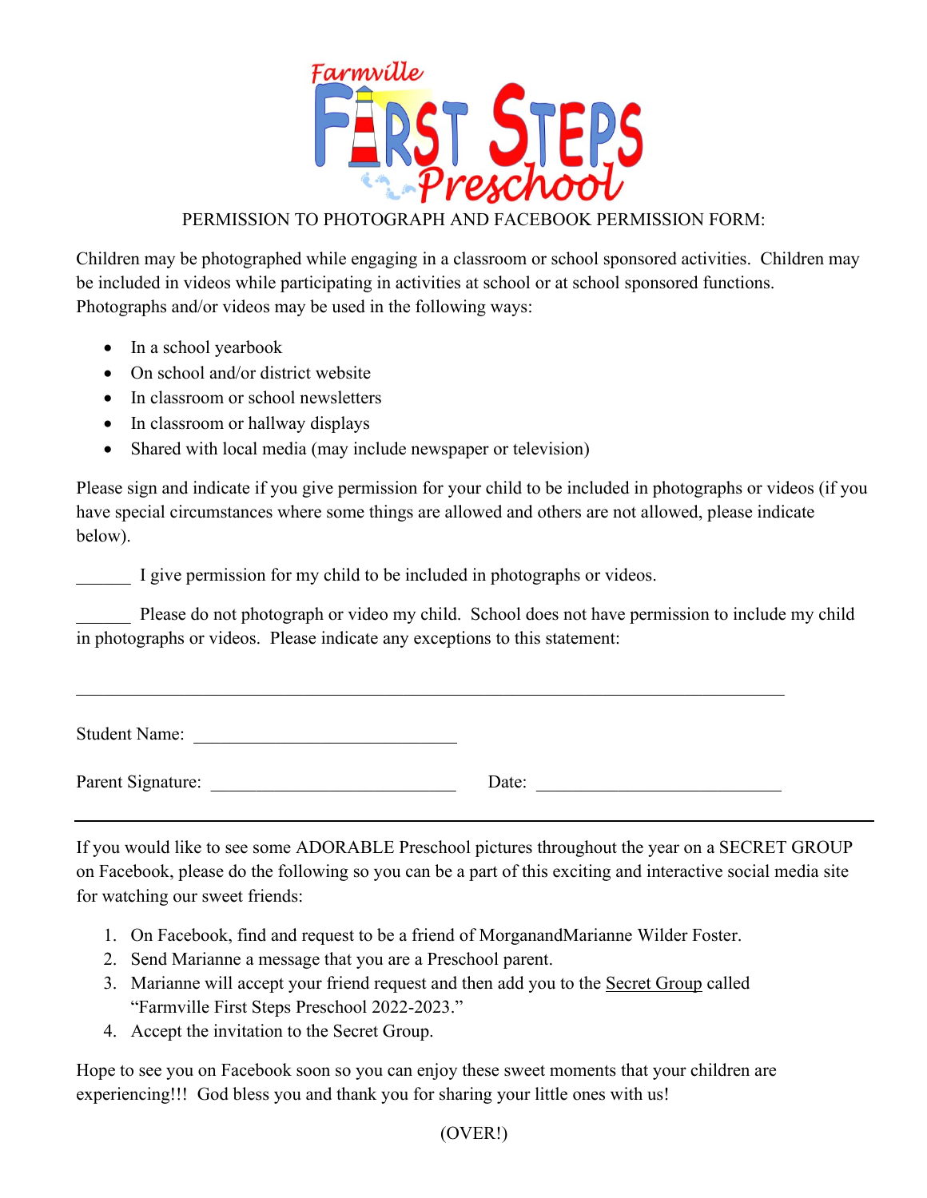Farmville FIRST STEPS Preschool

PERMISSION TO PHOTOGRAPH AND FACEBOOK PERMISSION FORM:

Children may be photographed while engaging in a classroom or school sponsored activities. Children may be included in videos while participating in activities at school or at school sponsored functions. Photographs and/or videos may be used in the following ways:

- In a school yearbook
- On school and/or district website
- In classroom or school newsletters
- In classroom or hallway displays
- Shared with local media (may include newspaper or television)

Please sign and indicate if you give permission for your child to be included in photographs or videos (if you have special circumstances where some things are allowed and others are not allowed, please indicate below).

______ I give permission for my child to be included in photographs or videos.

______ Please do not photograph or video my child. School does not have permission to include my child in photographs or videos. Please indicate any exceptions to this statement:

_______________________________________________________________________________

Student Name: ____________________________

Parent Signature: ___________________________ Date: ___________________________

---

If you would like to see some ADORABLE Preschool pictures throughout the year on a SECRET GROUP on Facebook, please do the following so you can be a part of this exciting and interactive social media site for watching our sweet friends:

1. On Facebook, find and request to be a friend of MorganandMarianne Wilder Foster.
2. Send Marianne a message that you are a Preschool parent.
3. Marianne will accept your friend request and then add you to the Secret Group called "Farmville First Steps Preschool 2022-2023."
4. Accept the invitation to the Secret Group.

Hope to see you on Facebook soon so you can enjoy these sweet moments that your children are experiencing!!! God bless you and thank you for sharing your little ones with us!

(OVER!)